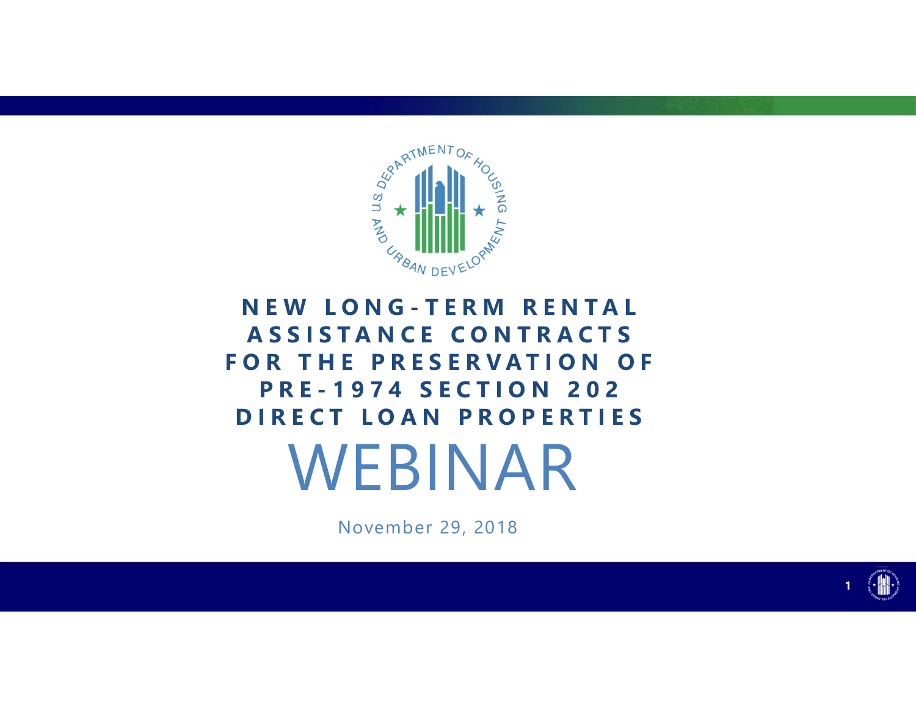# NEW LONG-TERM RENTAL ASSISTANCE CONTRACTS FOR THE PRESERVATION OF PRE-1974 SECTION 202 DIRECT LOAN PROPERTIES

# WEBINAR

November 29, 2018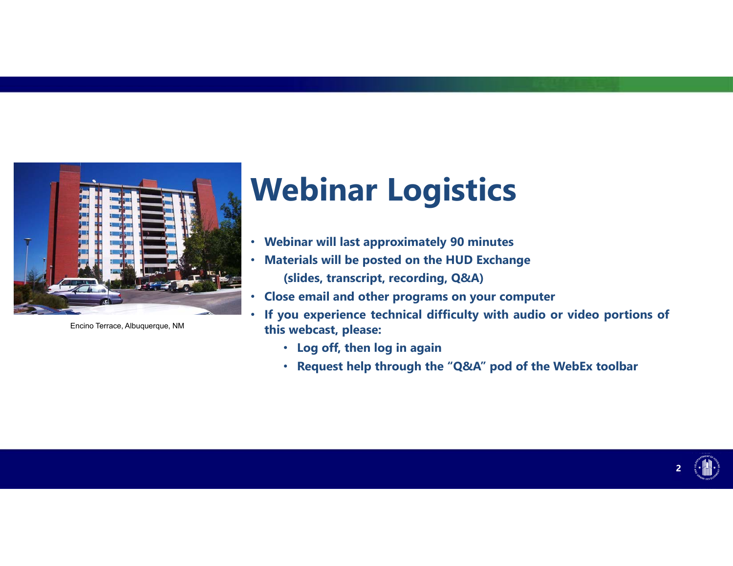Encino Terrace, Albuquerque, NM

# Webinar Logistics

- **Webinar will last approximately 90 minutes**
- **Materials will be posted on the HUD Exchange (slides, transcript, recording, Q&A)**
- **Close email and other programs on your computer**
- **If you experience technical difficulty with audio or video portions of this webcast, please:**
  - **Log off, then log in again**
  - **Request help through the "Q&A" pod of the WebEx toolbar**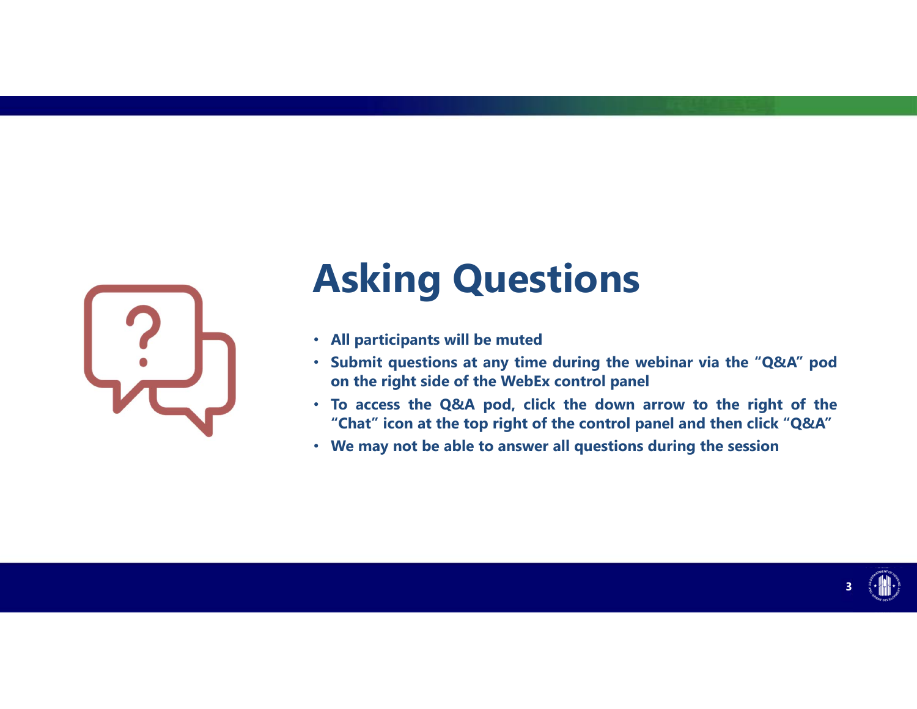# Asking Questions

- **All participants will be muted**
- **Submit questions at any time during the webinar via the "Q&A" pod on the right side of the WebEx control panel**
- **To access the Q&A pod, click the down arrow to the right of the "Chat" icon at the top right of the control panel and then click "Q&A"**
- **We may not be able to answer all questions during the session**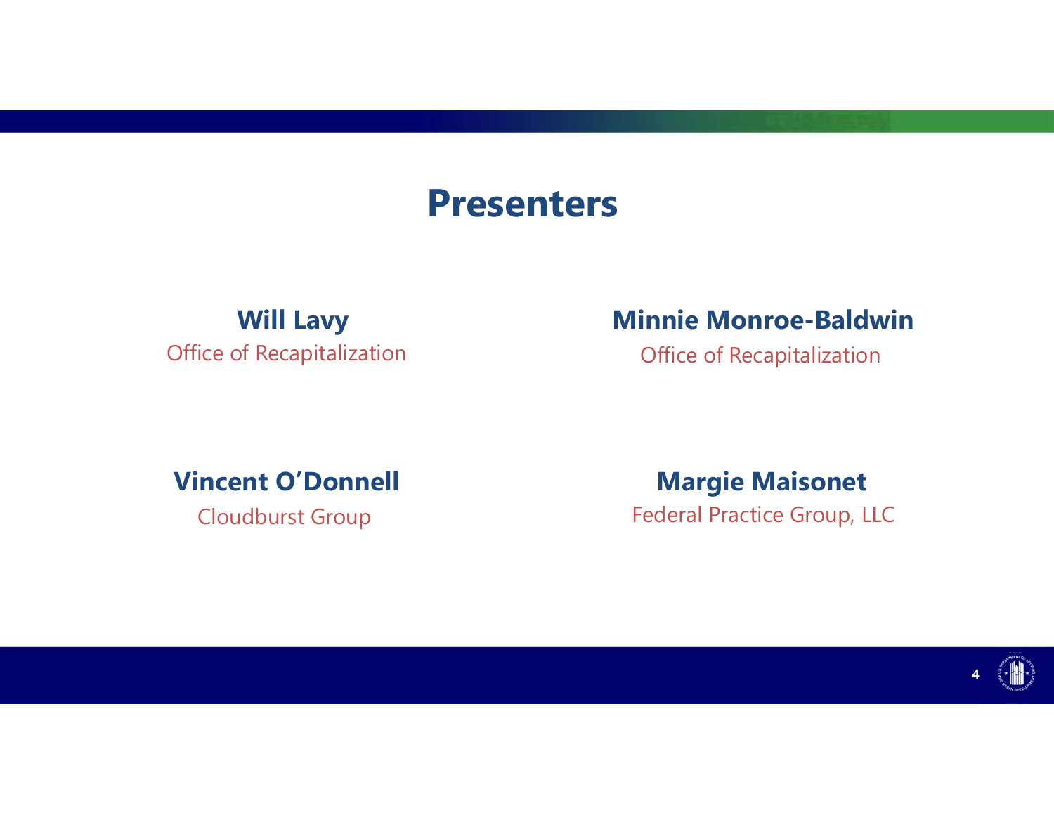# Presenters

**Will Lavy**
Office of Recapitalization

**Minnie Monroe-Baldwin**
Office of Recapitalization

**Vincent O'Donnell**
Cloudburst Group

**Margie Maisonet**
Federal Practice Group, LLC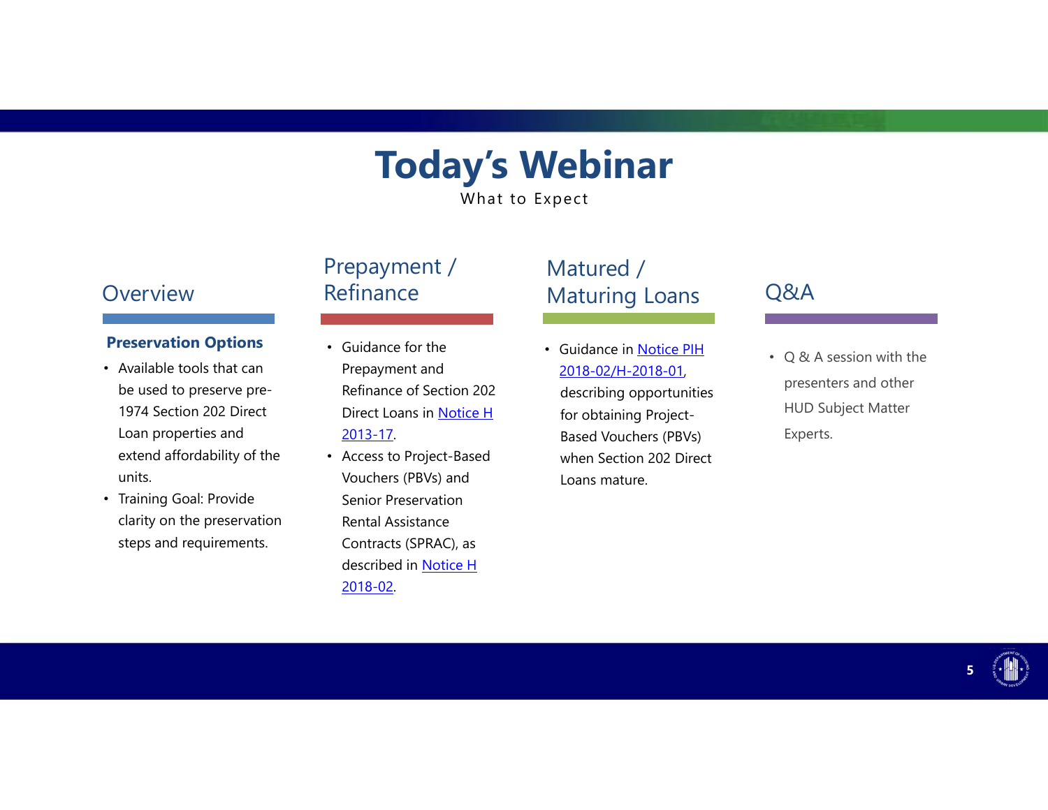# Today's Webinar

What to Expect

## Overview

**Preservation Options**

- Available tools that can be used to preserve pre-1974 Section 202 Direct Loan properties and extend affordability of the units.
- Training Goal: Provide clarity on the preservation steps and requirements.

## Prepayment / Refinance

- Guidance for the Prepayment and Refinance of Section 202 Direct Loans in Notice H 2013-17.
- Access to Project-Based Vouchers (PBVs) and Senior Preservation Rental Assistance Contracts (SPRAC), as described in Notice H 2018-02.

## Matured / Maturing Loans

- Guidance in Notice PIH 2018-02/H-2018-01, describing opportunities for obtaining Project-Based Vouchers (PBVs) when Section 202 Direct Loans mature.

## Q&A

- Q & A session with the presenters and other HUD Subject Matter Experts.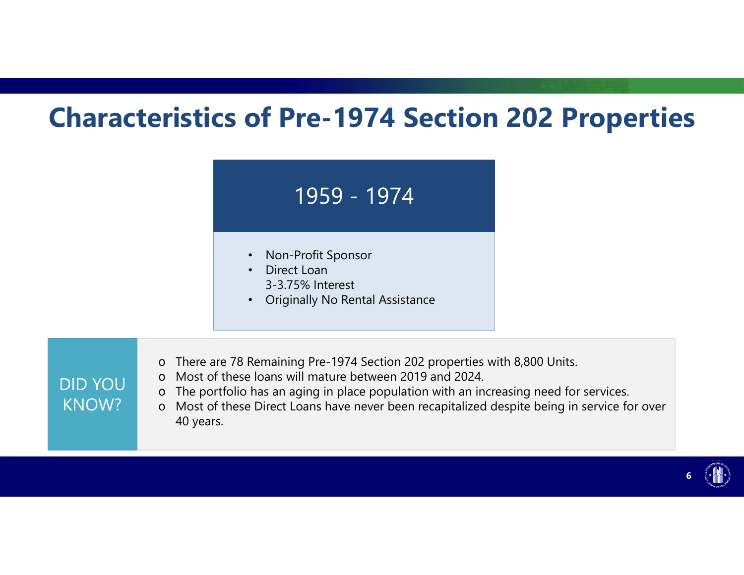# Characteristics of Pre-1974 Section 202 Properties

## 1959 - 1974

- Non-Profit Sponsor
- Direct Loan
  3-3.75% Interest
- Originally No Rental Assistance

**DID YOU KNOW?**

- There are 78 Remaining Pre-1974 Section 202 properties with 8,800 Units.
- Most of these loans will mature between 2019 and 2024.
- The portfolio has an aging in place population with an increasing need for services.
- Most of these Direct Loans have never been recapitalized despite being in service for over 40 years.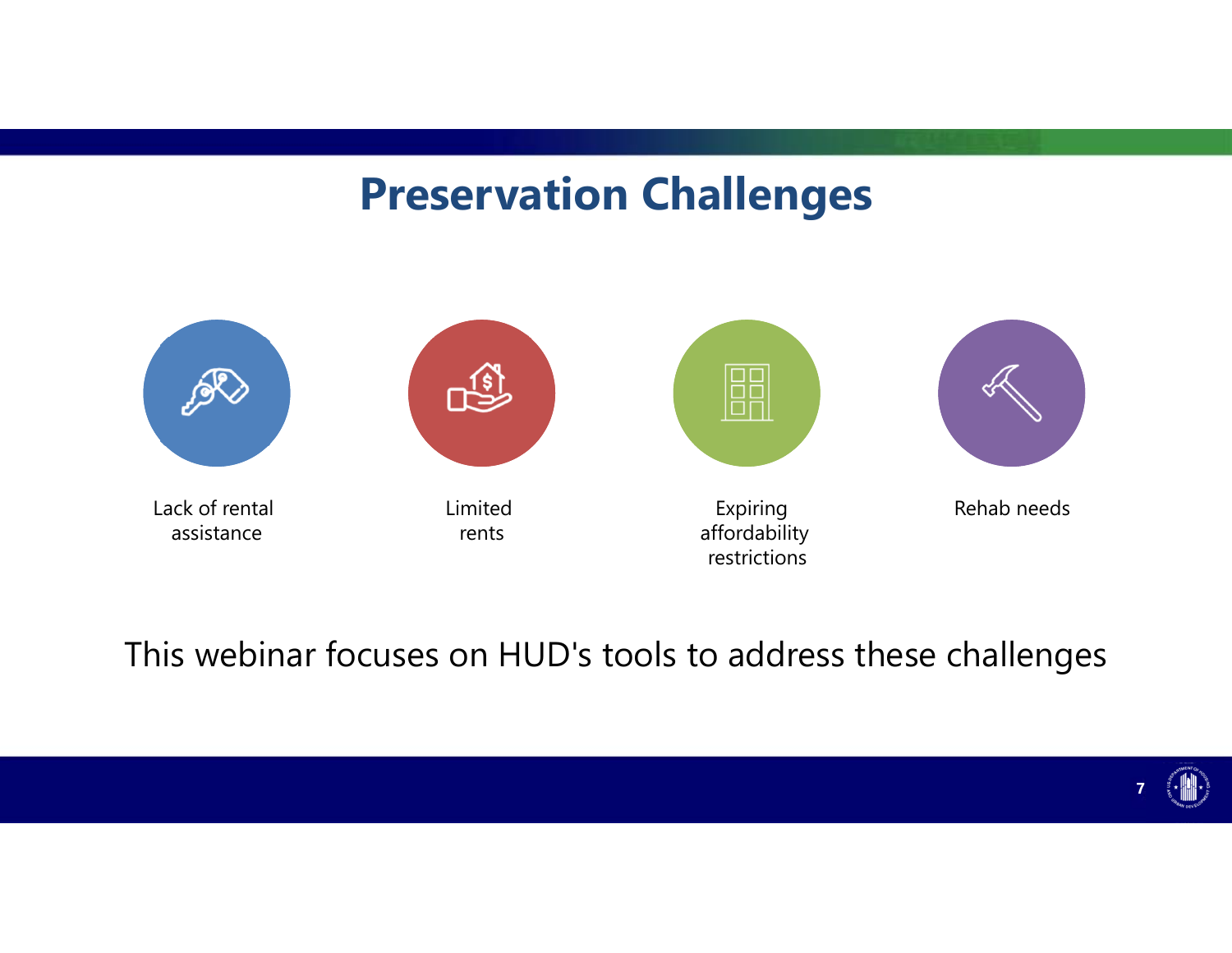# Preservation Challenges

- Lack of rental assistance
- Limited rents
- Expiring affordability restrictions
- Rehab needs

This webinar focuses on HUD's tools to address these challenges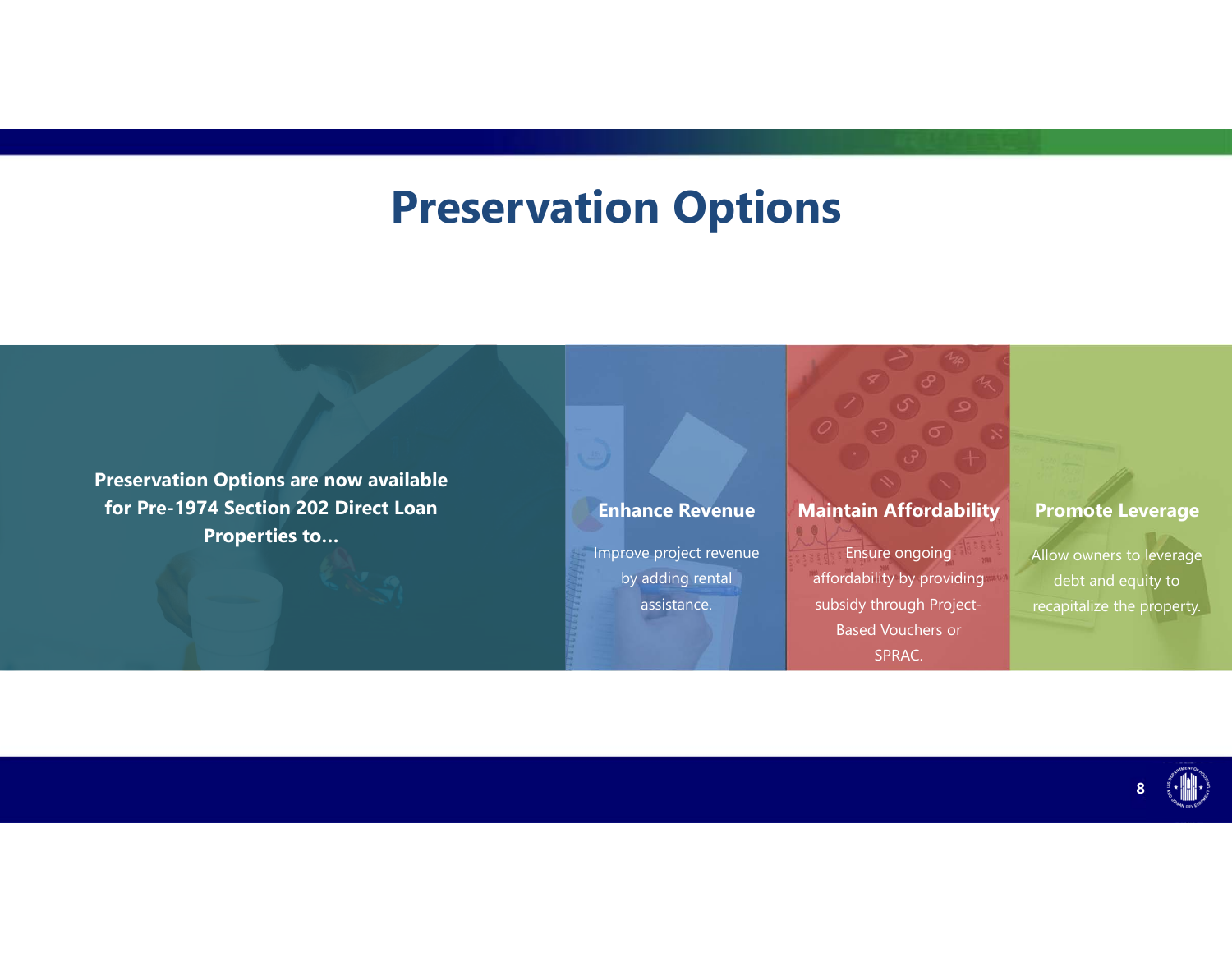# Preservation Options

**Preservation Options are now available for Pre-1974 Section 202 Direct Loan Properties to...**

### Enhance Revenue

Improve project revenue by adding rental assistance.

### Maintain Affordability

Ensure ongoing affordability by providing subsidy through Project-Based Vouchers or SPRAC.

### Promote Leverage

Allow owners to leverage debt and equity to recapitalize the property.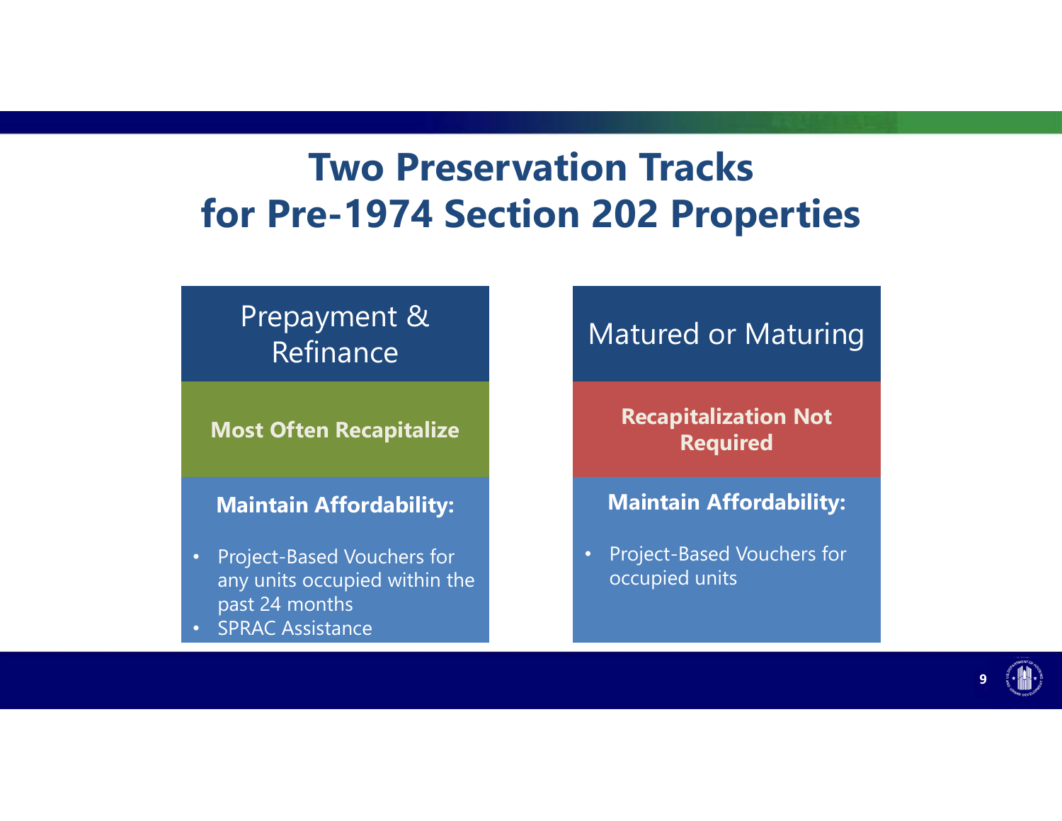# Two Preservation Tracks for Pre-1974 Section 202 Properties

## Prepayment & Refinance

**Most Often Recapitalize**

**Maintain Affordability:**

- Project-Based Vouchers for any units occupied within the past 24 months
- SPRAC Assistance

## Matured or Maturing

**Recapitalization Not Required**

**Maintain Affordability:**

- Project-Based Vouchers for occupied units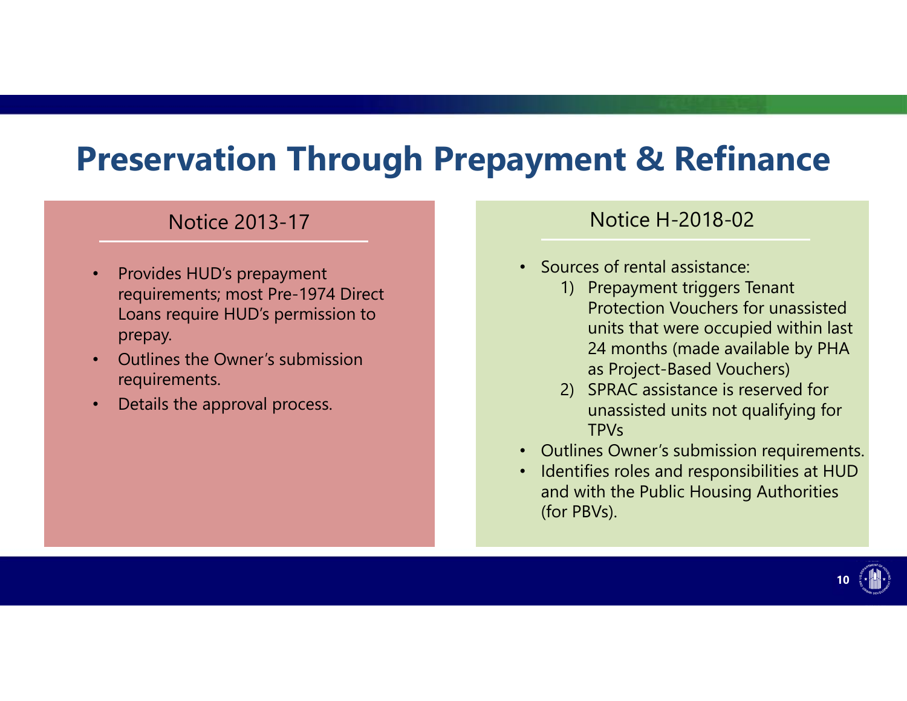# Preservation Through Prepayment & Refinance

## Notice 2013-17

- Provides HUD's prepayment requirements; most Pre-1974 Direct Loans require HUD's permission to prepay.
- Outlines the Owner's submission requirements.
- Details the approval process.

## Notice H-2018-02

- Sources of rental assistance:
  1) Prepayment triggers Tenant Protection Vouchers for unassisted units that were occupied within last 24 months (made available by PHA as Project-Based Vouchers)
  2) SPRAC assistance is reserved for unassisted units not qualifying for TPVs
- Outlines Owner's submission requirements.
- Identifies roles and responsibilities at HUD and with the Public Housing Authorities (for PBVs).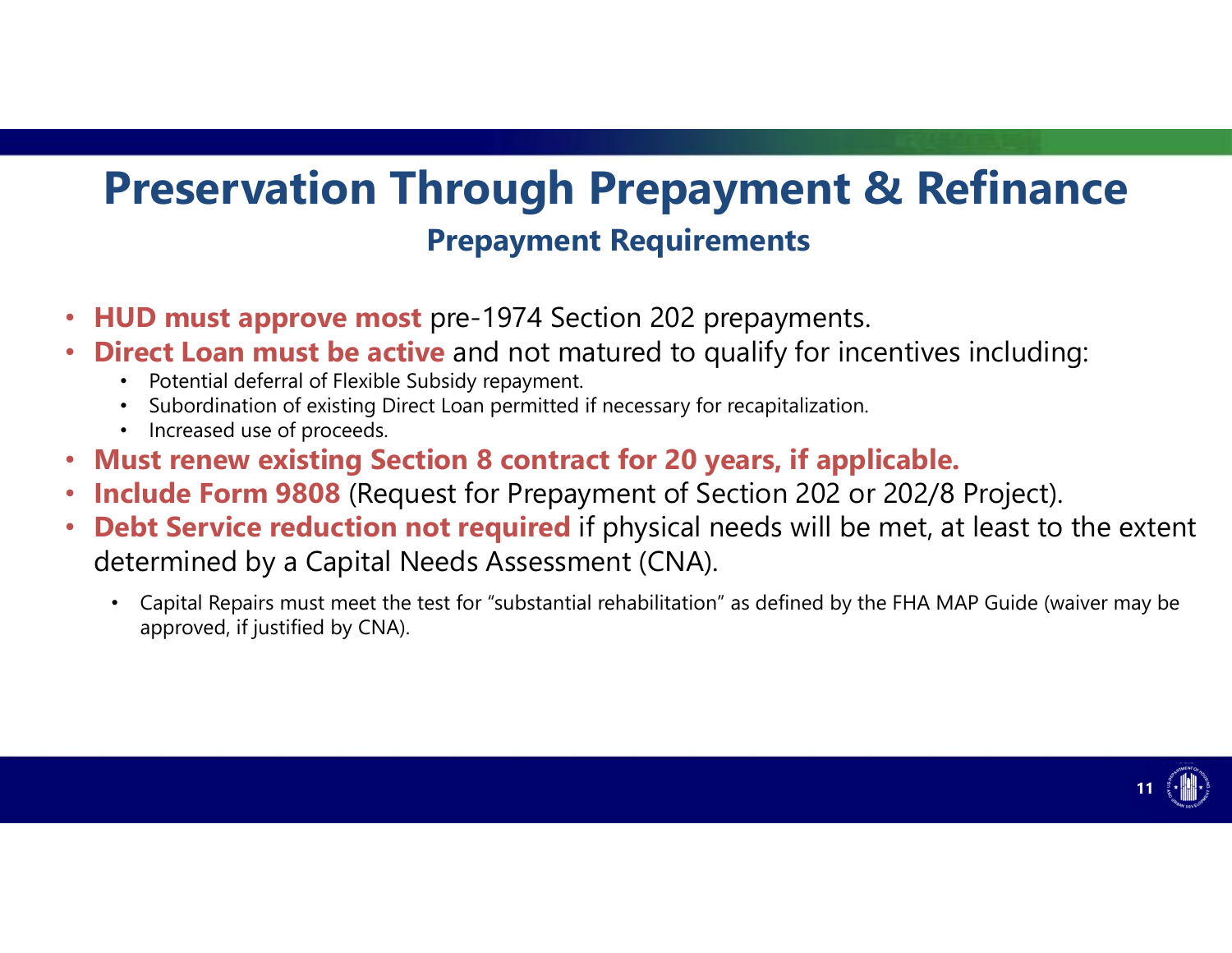# Preservation Through Prepayment & Refinance

## Prepayment Requirements

- **HUD must approve most** pre-1974 Section 202 prepayments.
- **Direct Loan must be active** and not matured to qualify for incentives including:
  - Potential deferral of Flexible Subsidy repayment.
  - Subordination of existing Direct Loan permitted if necessary for recapitalization.
  - Increased use of proceeds.
- **Must renew existing Section 8 contract for 20 years, if applicable.**
- **Include Form 9808** (Request for Prepayment of Section 202 or 202/8 Project).
- **Debt Service reduction not required** if physical needs will be met, at least to the extent determined by a Capital Needs Assessment (CNA).
  - Capital Repairs must meet the test for "substantial rehabilitation" as defined by the FHA MAP Guide (waiver may be approved, if justified by CNA).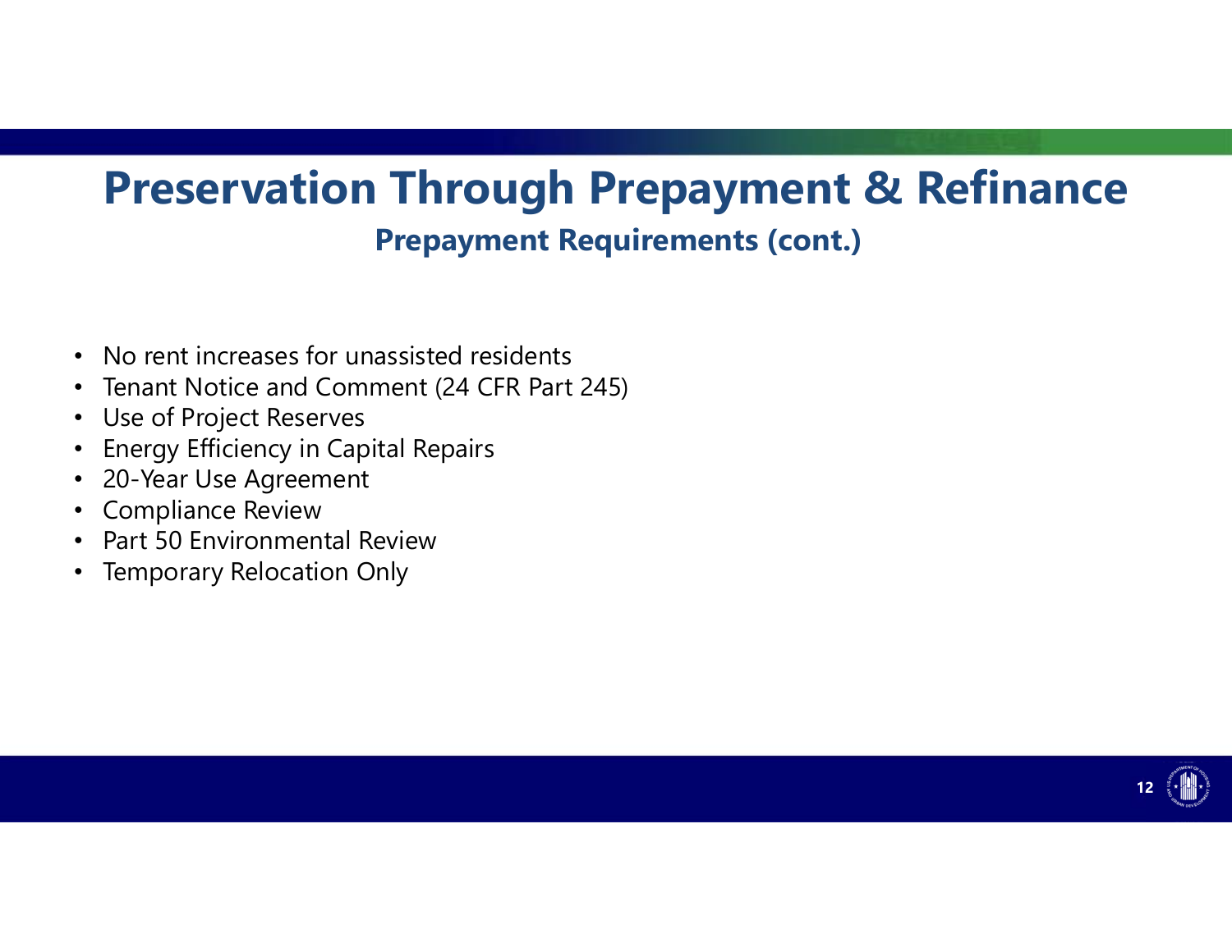# Preservation Through Prepayment & Refinance

## Prepayment Requirements (cont.)

- No rent increases for unassisted residents
- Tenant Notice and Comment (24 CFR Part 245)
- Use of Project Reserves
- Energy Efficiency in Capital Repairs
- 20-Year Use Agreement
- Compliance Review
- Part 50 Environmental Review
- Temporary Relocation Only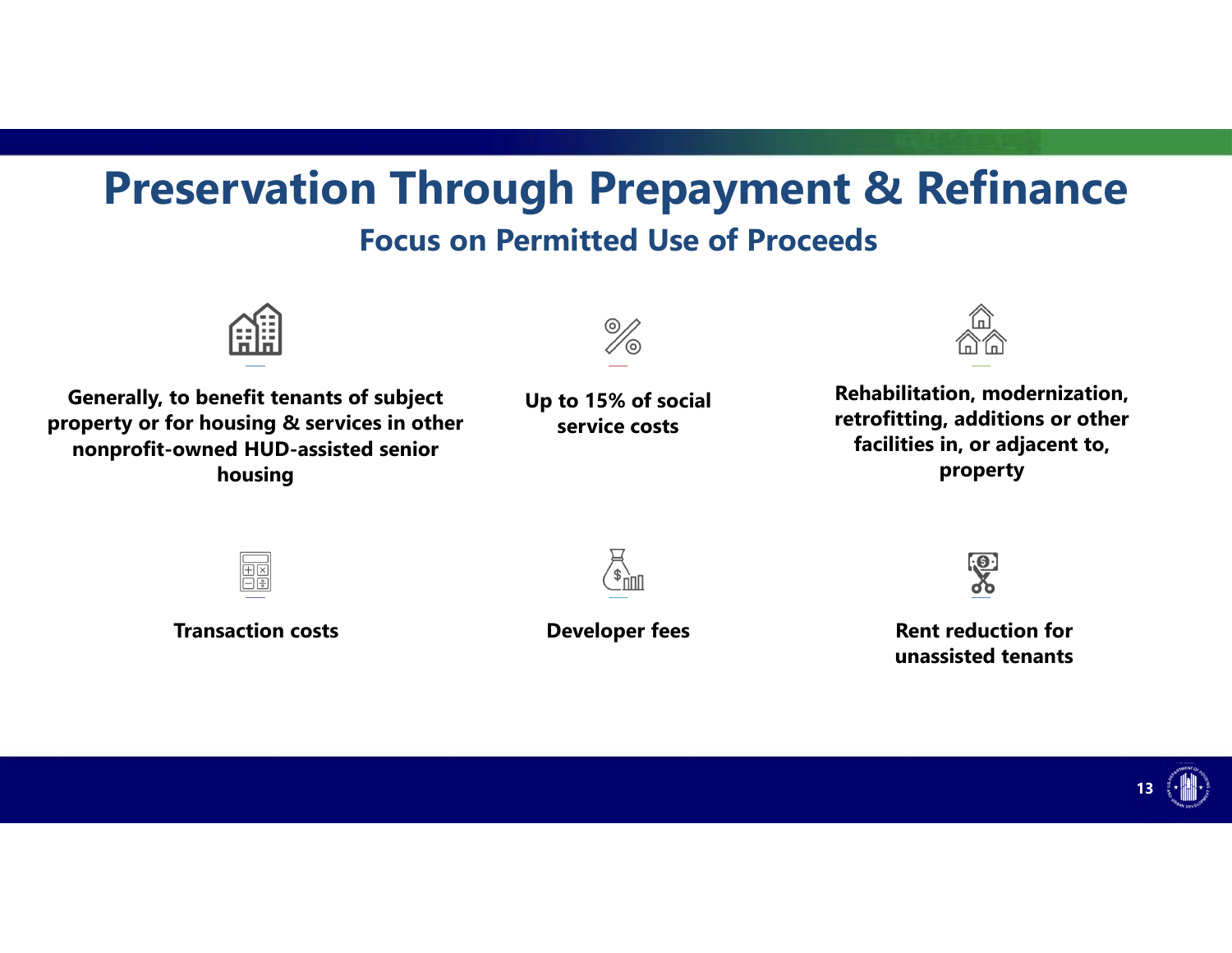# Preservation Through Prepayment & Refinance

## Focus on Permitted Use of Proceeds

- **Generally, to benefit tenants of subject property or for housing & services in other nonprofit-owned HUD-assisted senior housing**
- **Up to 15% of social service costs**
- **Rehabilitation, modernization, retrofitting, additions or other facilities in, or adjacent to, property**
- **Transaction costs**
- **Developer fees**
- **Rent reduction for unassisted tenants**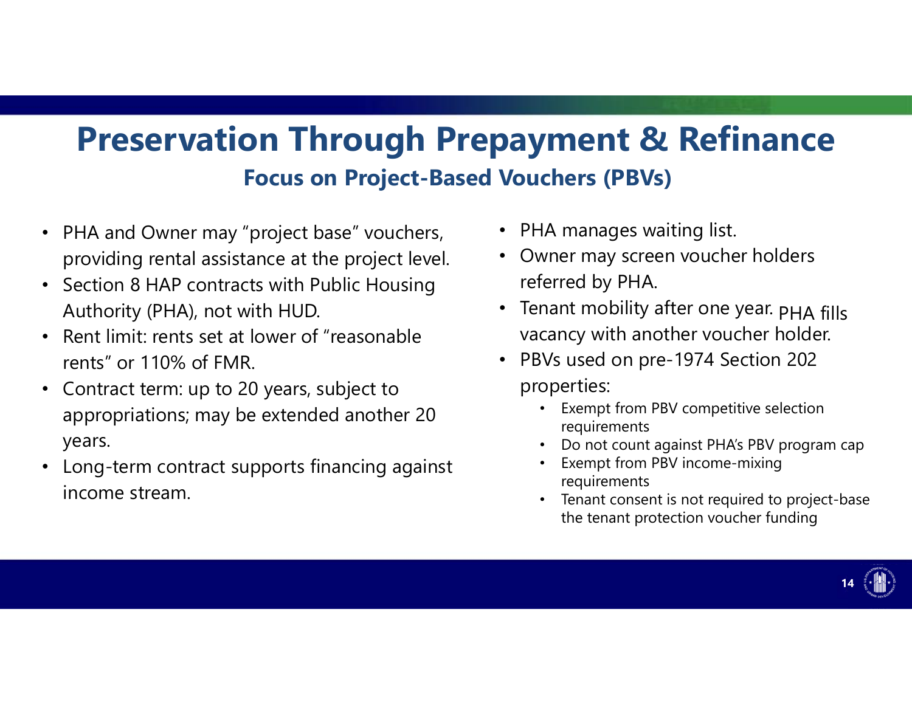# Preservation Through Prepayment & Refinance

## Focus on Project-Based Vouchers (PBVs)

- PHA and Owner may "project base" vouchers, providing rental assistance at the project level.
- Section 8 HAP contracts with Public Housing Authority (PHA), not with HUD.
- Rent limit: rents set at lower of "reasonable rents" or 110% of FMR.
- Contract term: up to 20 years, subject to appropriations; may be extended another 20 years.
- Long-term contract supports financing against income stream.
- PHA manages waiting list.
- Owner may screen voucher holders referred by PHA.
- Tenant mobility after one year. PHA fills vacancy with another voucher holder.
- PBVs used on pre-1974 Section 202 properties:
  - Exempt from PBV competitive selection requirements
  - Do not count against PHA's PBV program cap
  - Exempt from PBV income-mixing requirements
  - Tenant consent is not required to project-base the tenant protection voucher funding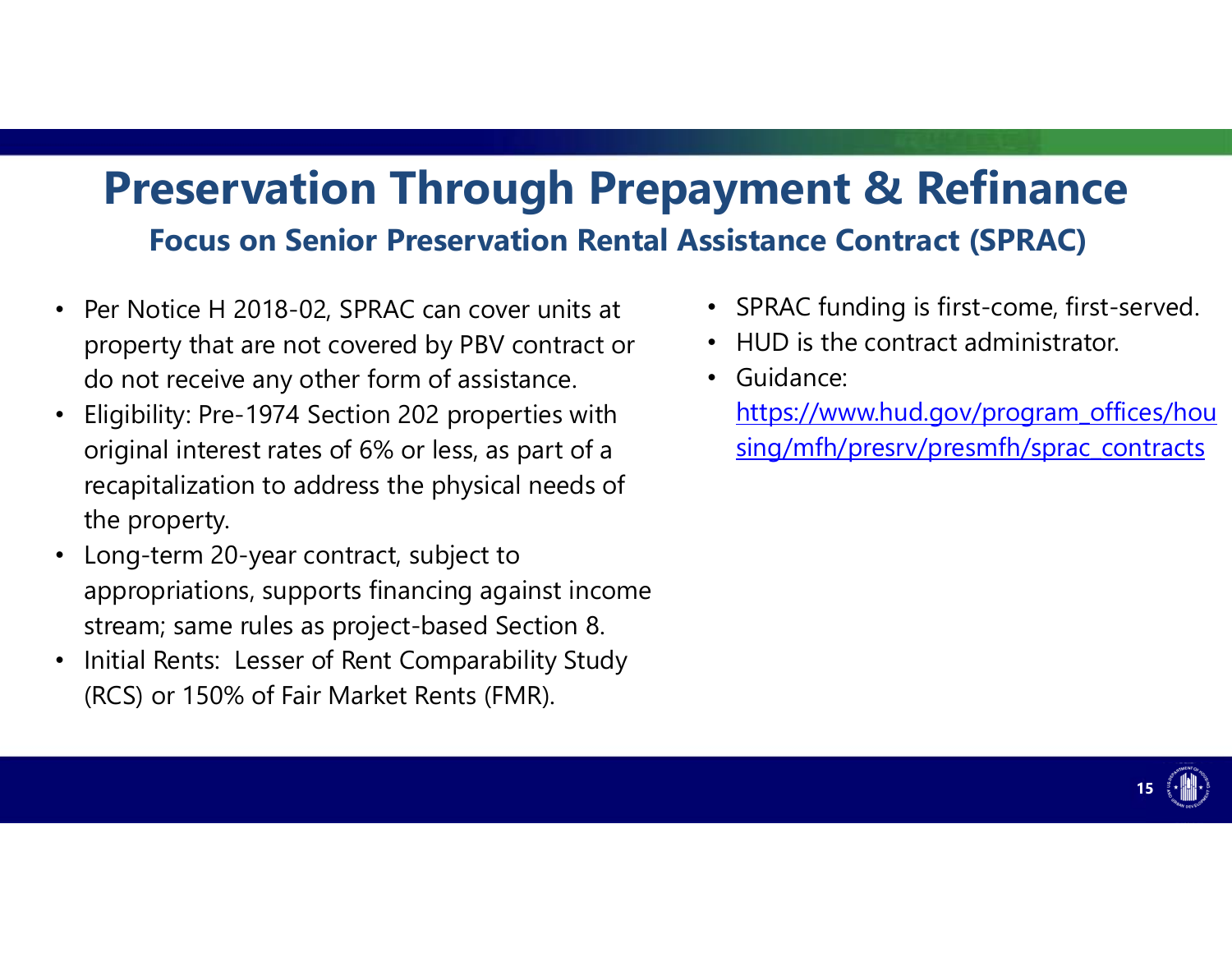# Preservation Through Prepayment & Refinance

## Focus on Senior Preservation Rental Assistance Contract (SPRAC)

- Per Notice H 2018-02, SPRAC can cover units at property that are not covered by PBV contract or do not receive any other form of assistance.
- Eligibility: Pre-1974 Section 202 properties with original interest rates of 6% or less, as part of a recapitalization to address the physical needs of the property.
- Long-term 20-year contract, subject to appropriations, supports financing against income stream; same rules as project-based Section 8.
- Initial Rents: Lesser of Rent Comparability Study (RCS) or 150% of Fair Market Rents (FMR).
- SPRAC funding is first-come, first-served.
- HUD is the contract administrator.
- Guidance: https://www.hud.gov/program_offices/housing/mfh/presrv/presmfh/sprac_contracts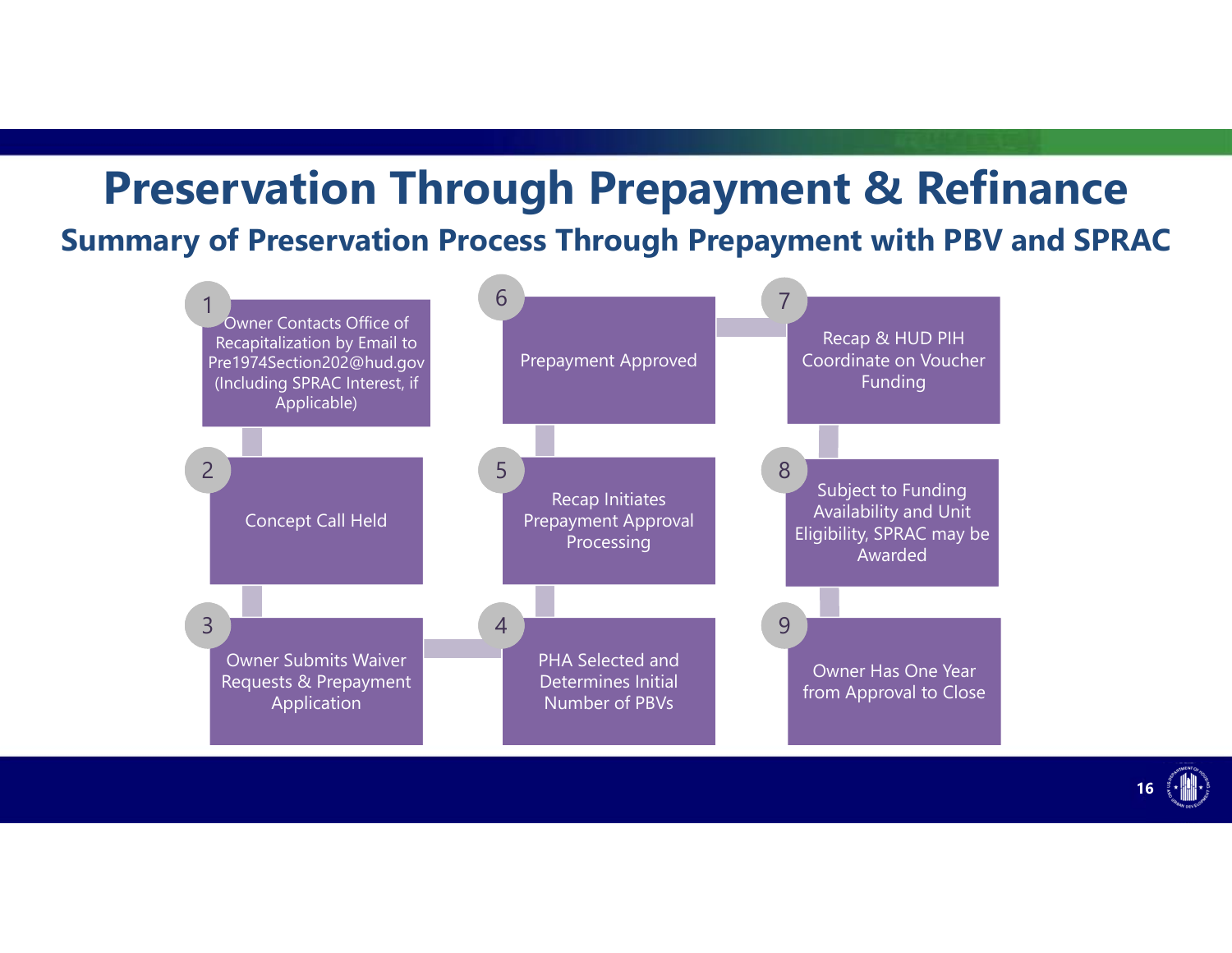# Preservation Through Prepayment & Refinance

## Summary of Preservation Process Through Prepayment with PBV and SPRAC

1. Owner Contacts Office of Recapitalization by Email to Pre1974Section202@hud.gov (Including SPRAC Interest, if Applicable)
2. Concept Call Held
3. Owner Submits Waiver Requests & Prepayment Application
4. PHA Selected and Determines Initial Number of PBVs
5. Recap Initiates Prepayment Approval Processing
6. Prepayment Approved
7. Recap & HUD PIH Coordinate on Voucher Funding
8. Subject to Funding Availability and Unit Eligibility, SPRAC may be Awarded
9. Owner Has One Year from Approval to Close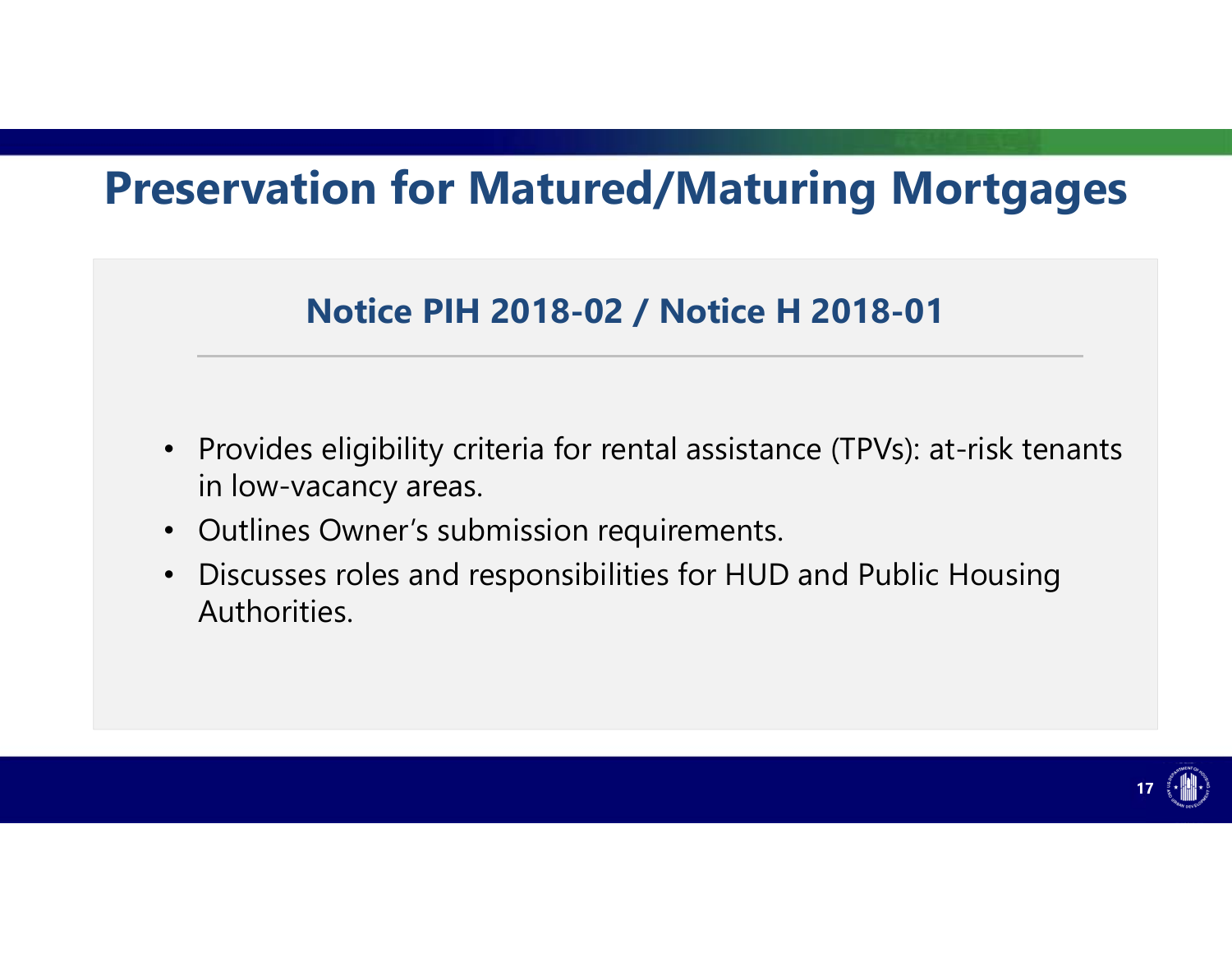# Preservation for Matured/Maturing Mortgages

## Notice PIH 2018-02 / Notice H 2018-01

- Provides eligibility criteria for rental assistance (TPVs): at-risk tenants in low-vacancy areas.
- Outlines Owner's submission requirements.
- Discusses roles and responsibilities for HUD and Public Housing Authorities.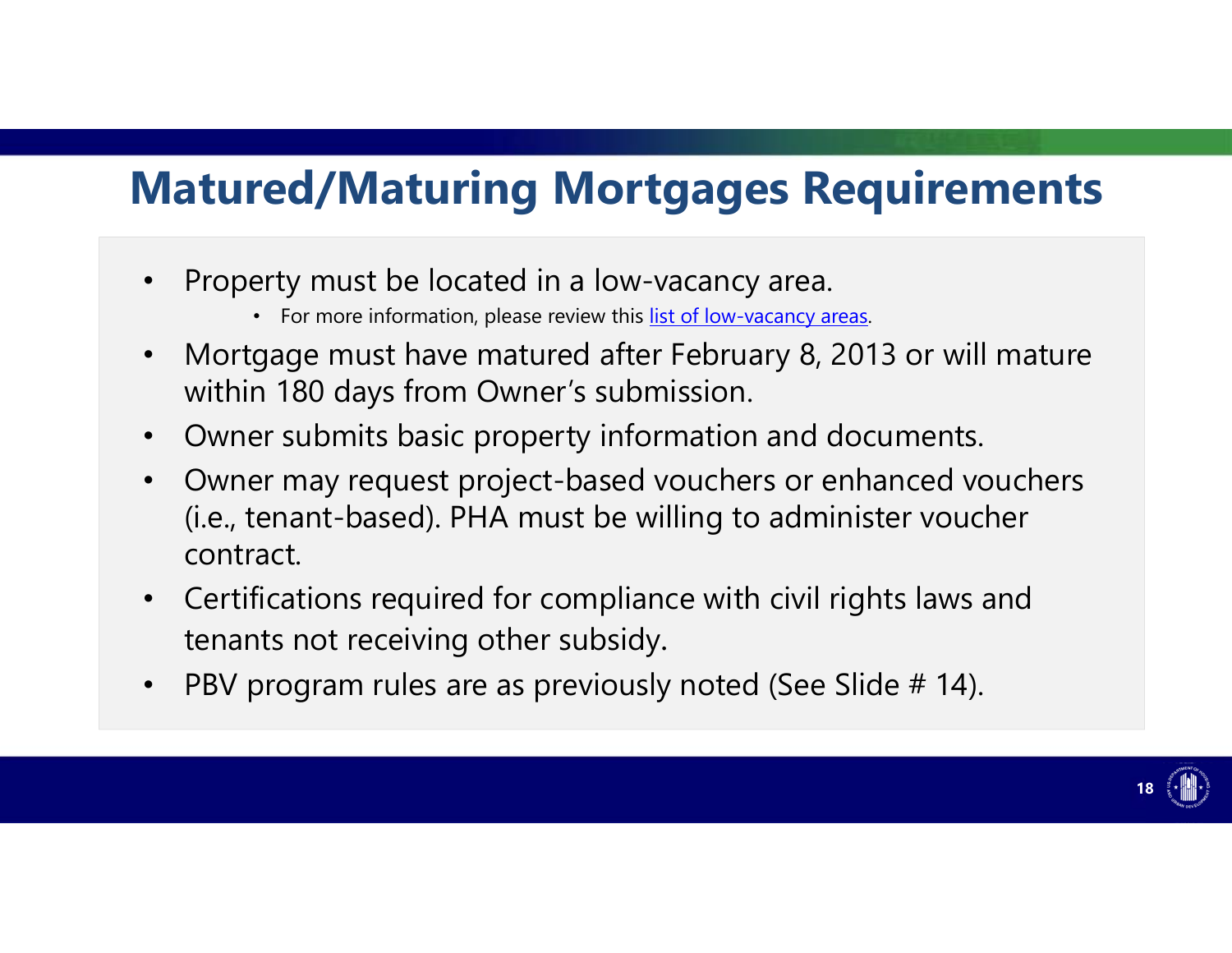# Matured/Maturing Mortgages Requirements

- Property must be located in a low-vacancy area.
  - For more information, please review this list of low-vacancy areas.
- Mortgage must have matured after February 8, 2013 or will mature within 180 days from Owner's submission.
- Owner submits basic property information and documents.
- Owner may request project-based vouchers or enhanced vouchers (i.e., tenant-based). PHA must be willing to administer voucher contract.
- Certifications required for compliance with civil rights laws and tenants not receiving other subsidy.
- PBV program rules are as previously noted (See Slide # 14).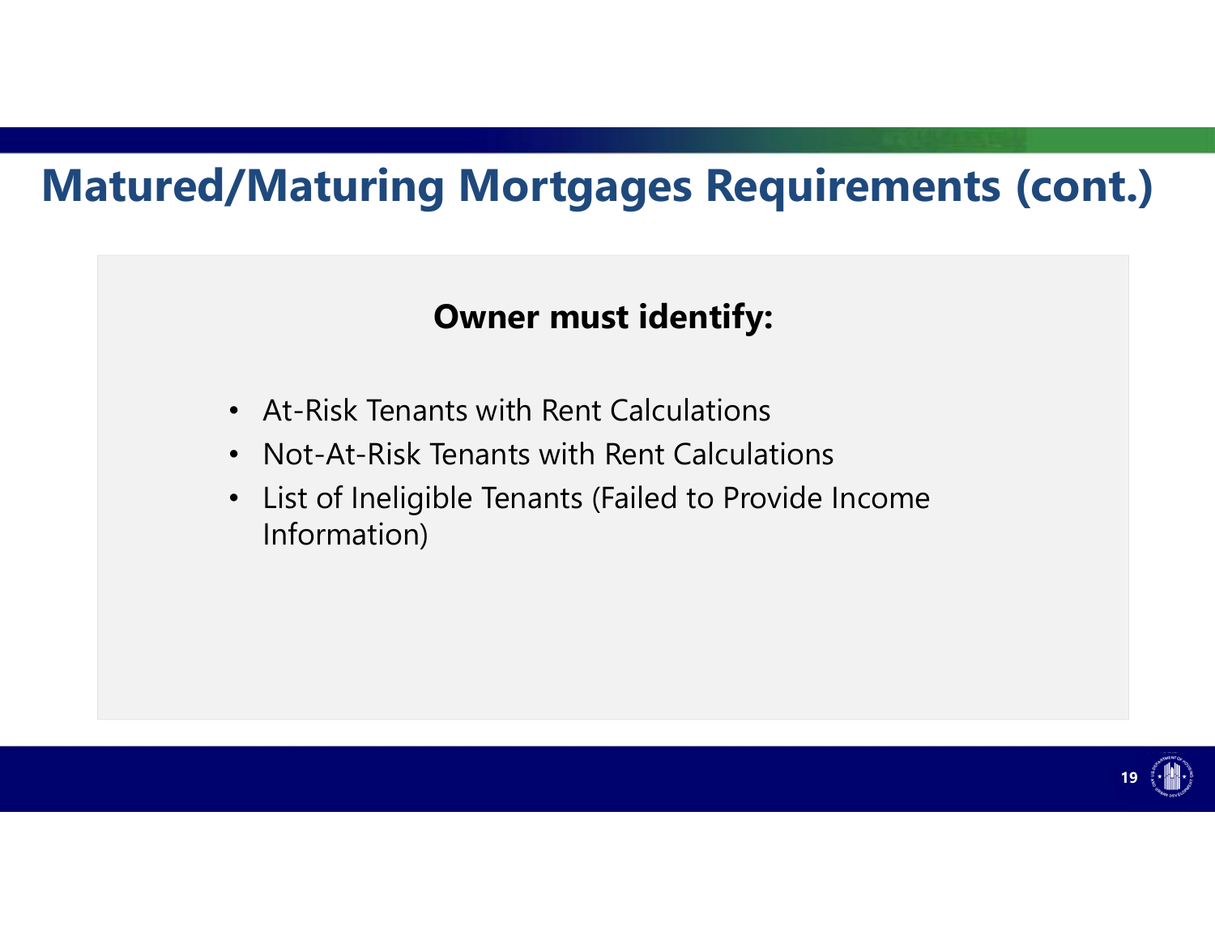# Matured/Maturing Mortgages Requirements (cont.)

**Owner must identify:**

- At-Risk Tenants with Rent Calculations
- Not-At-Risk Tenants with Rent Calculations
- List of Ineligible Tenants (Failed to Provide Income Information)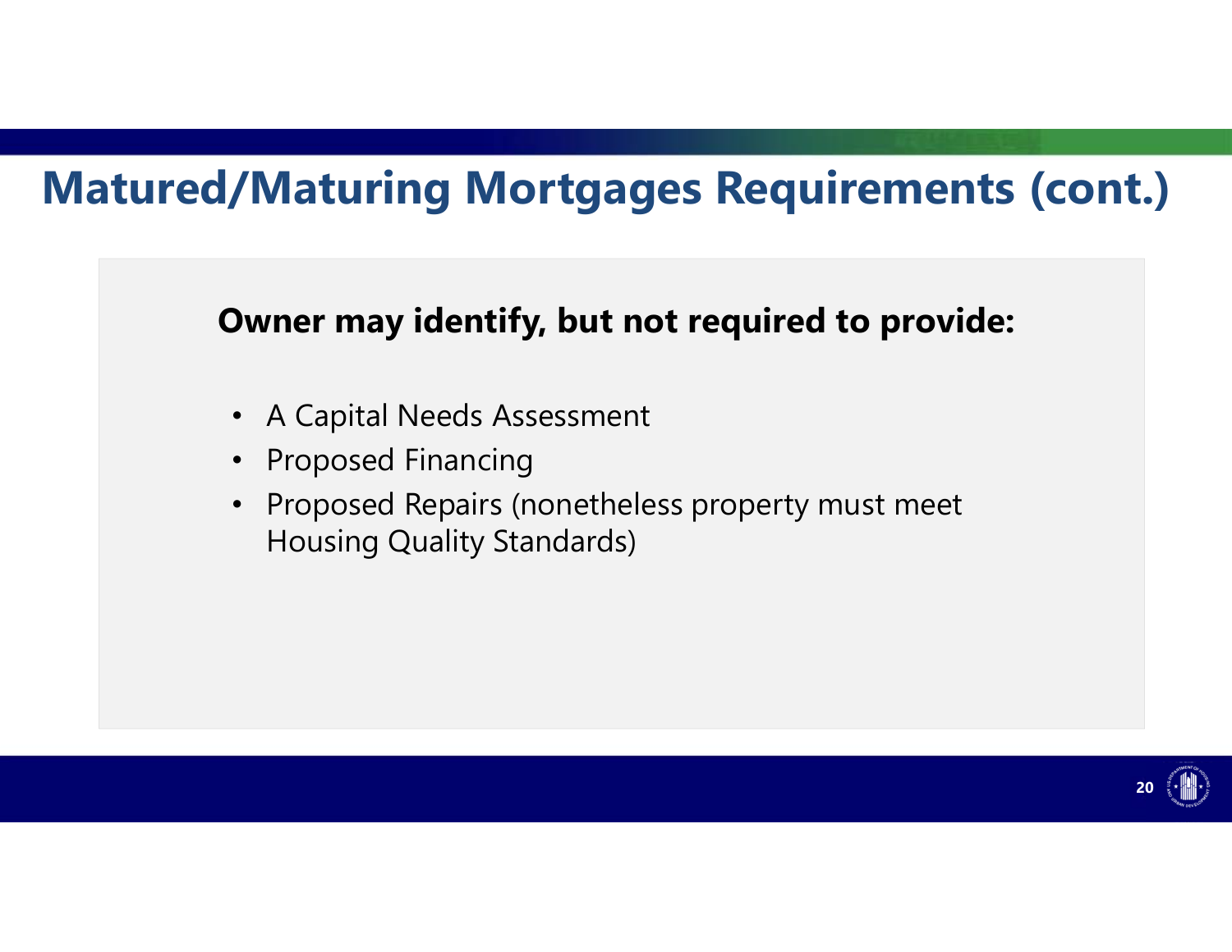# Matured/Maturing Mortgages Requirements (cont.)

**Owner may identify, but not required to provide:**

- A Capital Needs Assessment
- Proposed Financing
- Proposed Repairs (nonetheless property must meet Housing Quality Standards)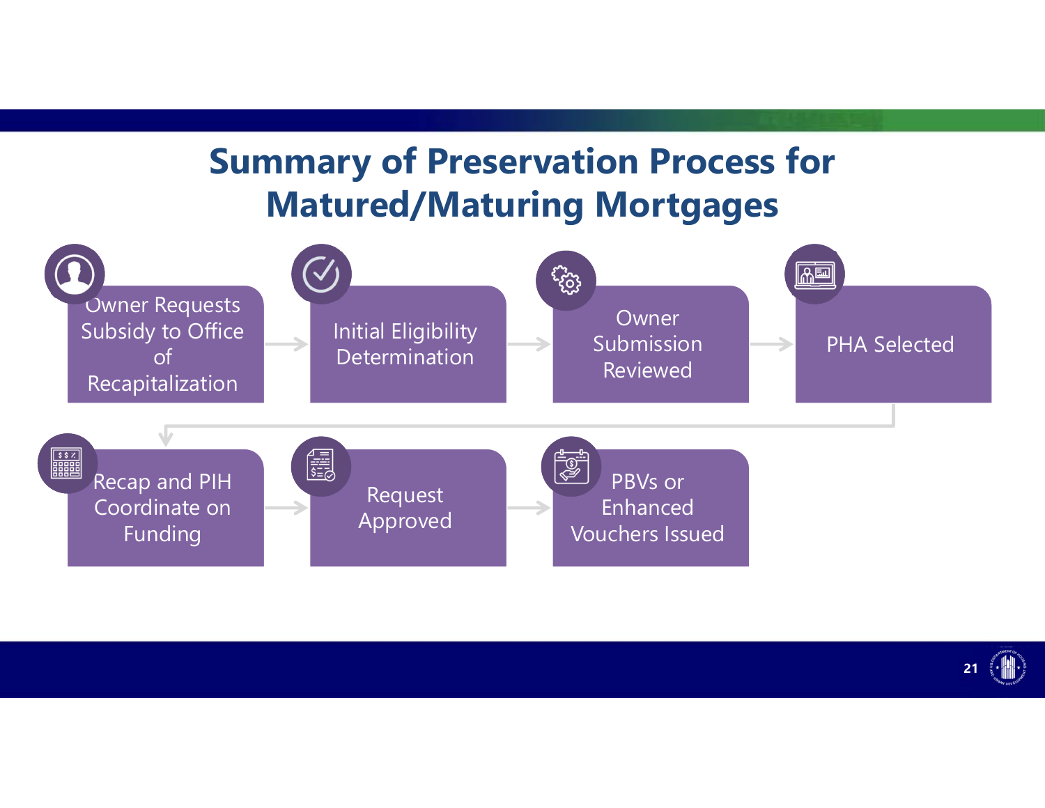# Summary of Preservation Process for Matured/Maturing Mortgages

1. Owner Requests Subsidy to Office of Recapitalization
2. Initial Eligibility Determination
3. Owner Submission Reviewed
4. PHA Selected
5. Recap and PIH Coordinate on Funding
6. Request Approved
7. PBVs or Enhanced Vouchers Issued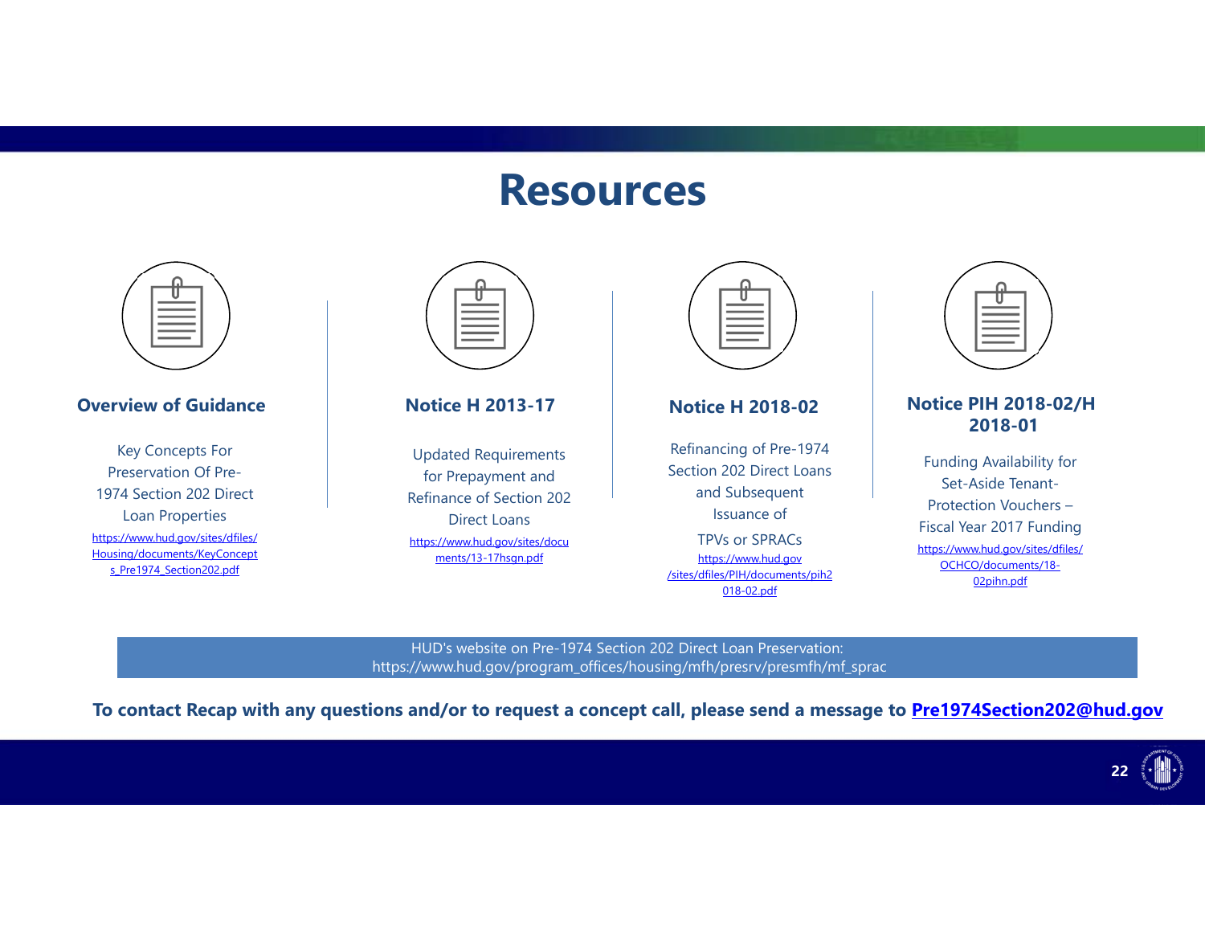# Resources

### Overview of Guidance

Key Concepts For Preservation Of Pre-1974 Section 202 Direct Loan Properties

https://www.hud.gov/sites/dfiles/Housing/documents/KeyConcepts_Pre1974_Section202.pdf

### Notice H 2013-17

Updated Requirements for Prepayment and Refinance of Section 202 Direct Loans

https://www.hud.gov/sites/documents/13-17hsgn.pdf

### Notice H 2018-02

Refinancing of Pre-1974 Section 202 Direct Loans and Subsequent Issuance of TPVs or SPRACs

https://www.hud.gov/sites/dfiles/PIH/documents/pih2018-02.pdf

### Notice PIH 2018-02/H 2018-01

Funding Availability for Set-Aside Tenant-Protection Vouchers – Fiscal Year 2017 Funding

https://www.hud.gov/sites/dfiles/OCHCO/documents/18-02pihn.pdf

HUD's website on Pre-1974 Section 202 Direct Loan Preservation:
https://www.hud.gov/program_offices/housing/mfh/presrv/presmfh/mf_sprac

**To contact Recap with any questions and/or to request a concept call, please send a message to Pre1974Section202@hud.gov**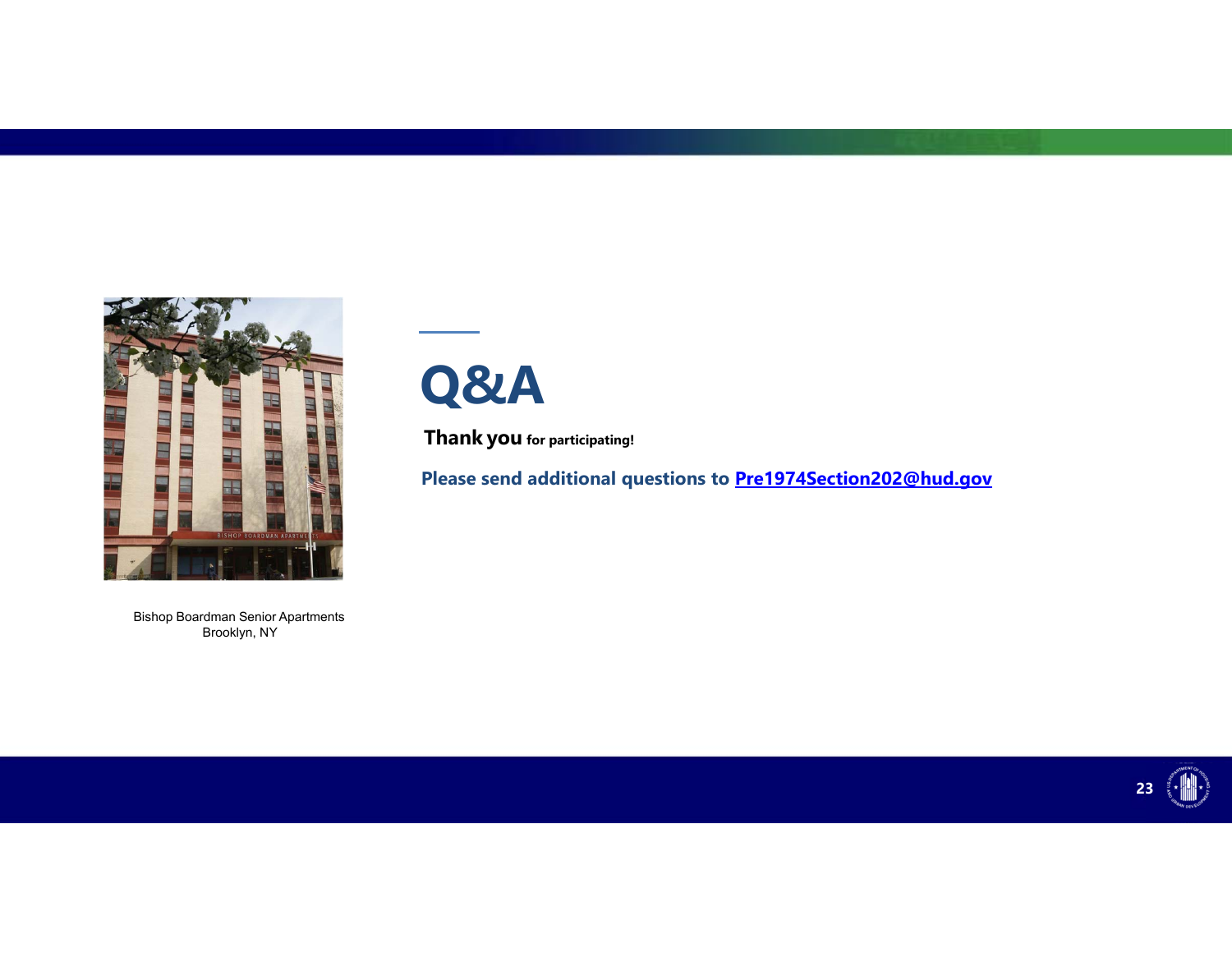# Q&A

**Thank you** for participating!

**Please send additional questions to Pre1974Section202@hud.gov**

Bishop Boardman Senior Apartments
Brooklyn, NY